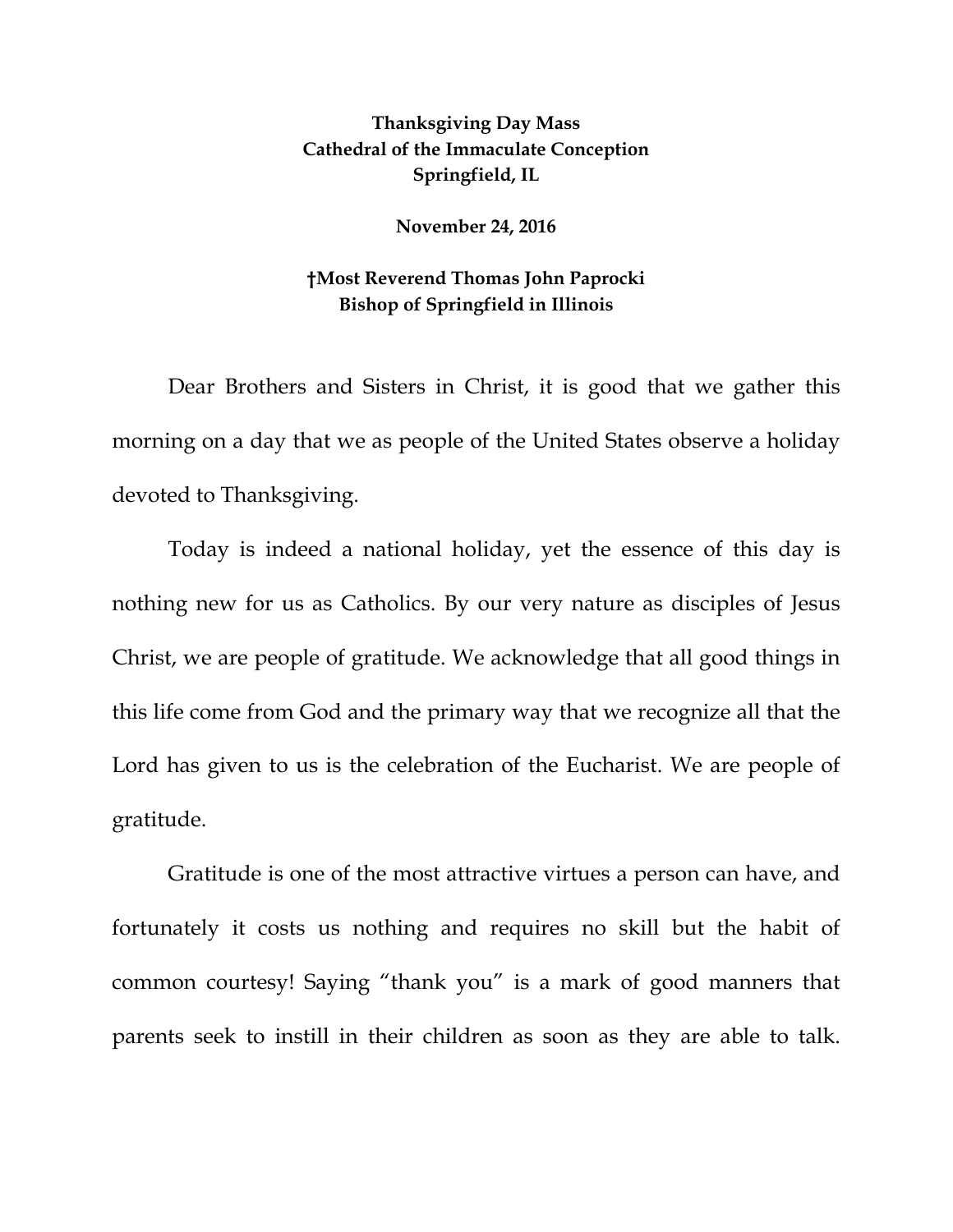**Thanksgiving Day Mass**
**Cathedral of the Immaculate Conception**
**Springfield, IL**

**November 24, 2016**

**†Most Reverend Thomas John Paprocki**
**Bishop of Springfield in Illinois**

Dear Brothers and Sisters in Christ, it is good that we gather this morning on a day that we as people of the United States observe a holiday devoted to Thanksgiving.

Today is indeed a national holiday, yet the essence of this day is nothing new for us as Catholics. By our very nature as disciples of Jesus Christ, we are people of gratitude. We acknowledge that all good things in this life come from God and the primary way that we recognize all that the Lord has given to us is the celebration of the Eucharist. We are people of gratitude.

Gratitude is one of the most attractive virtues a person can have, and fortunately it costs us nothing and requires no skill but the habit of common courtesy! Saying "thank you" is a mark of good manners that parents seek to instill in their children as soon as they are able to talk.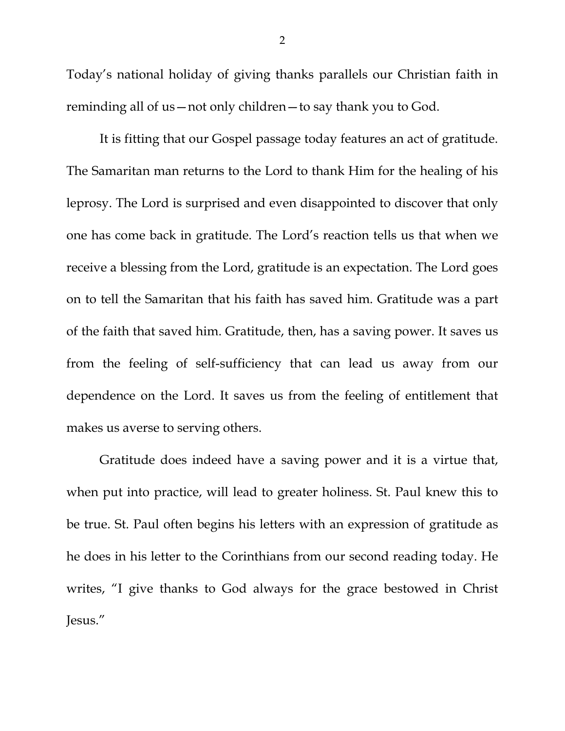Today's national holiday of giving thanks parallels our Christian faith in reminding all of us—not only children—to say thank you to God.

It is fitting that our Gospel passage today features an act of gratitude. The Samaritan man returns to the Lord to thank Him for the healing of his leprosy. The Lord is surprised and even disappointed to discover that only one has come back in gratitude. The Lord's reaction tells us that when we receive a blessing from the Lord, gratitude is an expectation. The Lord goes on to tell the Samaritan that his faith has saved him. Gratitude was a part of the faith that saved him. Gratitude, then, has a saving power. It saves us from the feeling of self-sufficiency that can lead us away from our dependence on the Lord. It saves us from the feeling of entitlement that makes us averse to serving others.

Gratitude does indeed have a saving power and it is a virtue that, when put into practice, will lead to greater holiness. St. Paul knew this to be true. St. Paul often begins his letters with an expression of gratitude as he does in his letter to the Corinthians from our second reading today. He writes, "I give thanks to God always for the grace bestowed in Christ Jesus."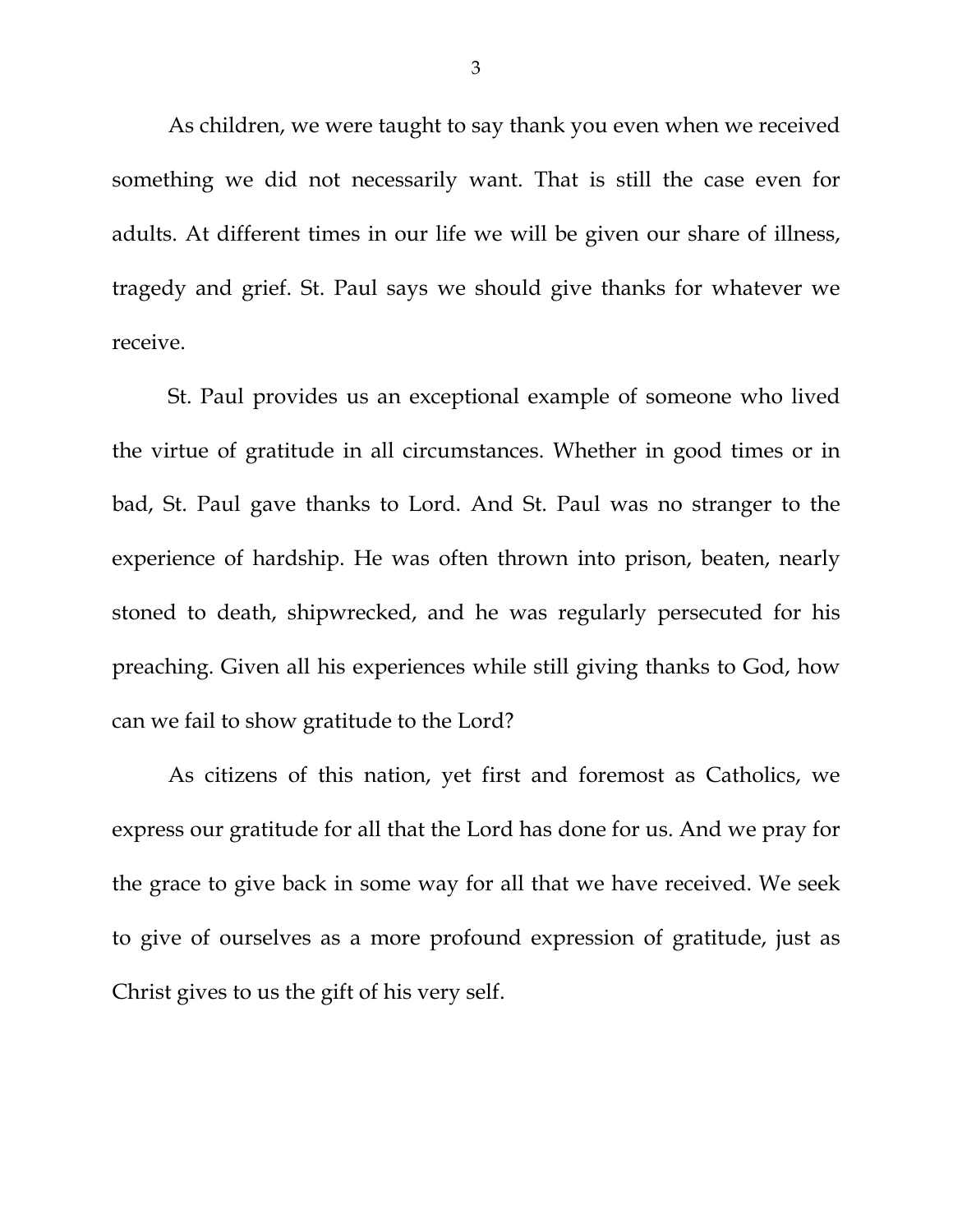As children, we were taught to say thank you even when we received something we did not necessarily want. That is still the case even for adults. At different times in our life we will be given our share of illness, tragedy and grief. St. Paul says we should give thanks for whatever we receive.

St. Paul provides us an exceptional example of someone who lived the virtue of gratitude in all circumstances. Whether in good times or in bad, St. Paul gave thanks to Lord. And St. Paul was no stranger to the experience of hardship. He was often thrown into prison, beaten, nearly stoned to death, shipwrecked, and he was regularly persecuted for his preaching. Given all his experiences while still giving thanks to God, how can we fail to show gratitude to the Lord?

As citizens of this nation, yet first and foremost as Catholics, we express our gratitude for all that the Lord has done for us. And we pray for the grace to give back in some way for all that we have received. We seek to give of ourselves as a more profound expression of gratitude, just as Christ gives to us the gift of his very self.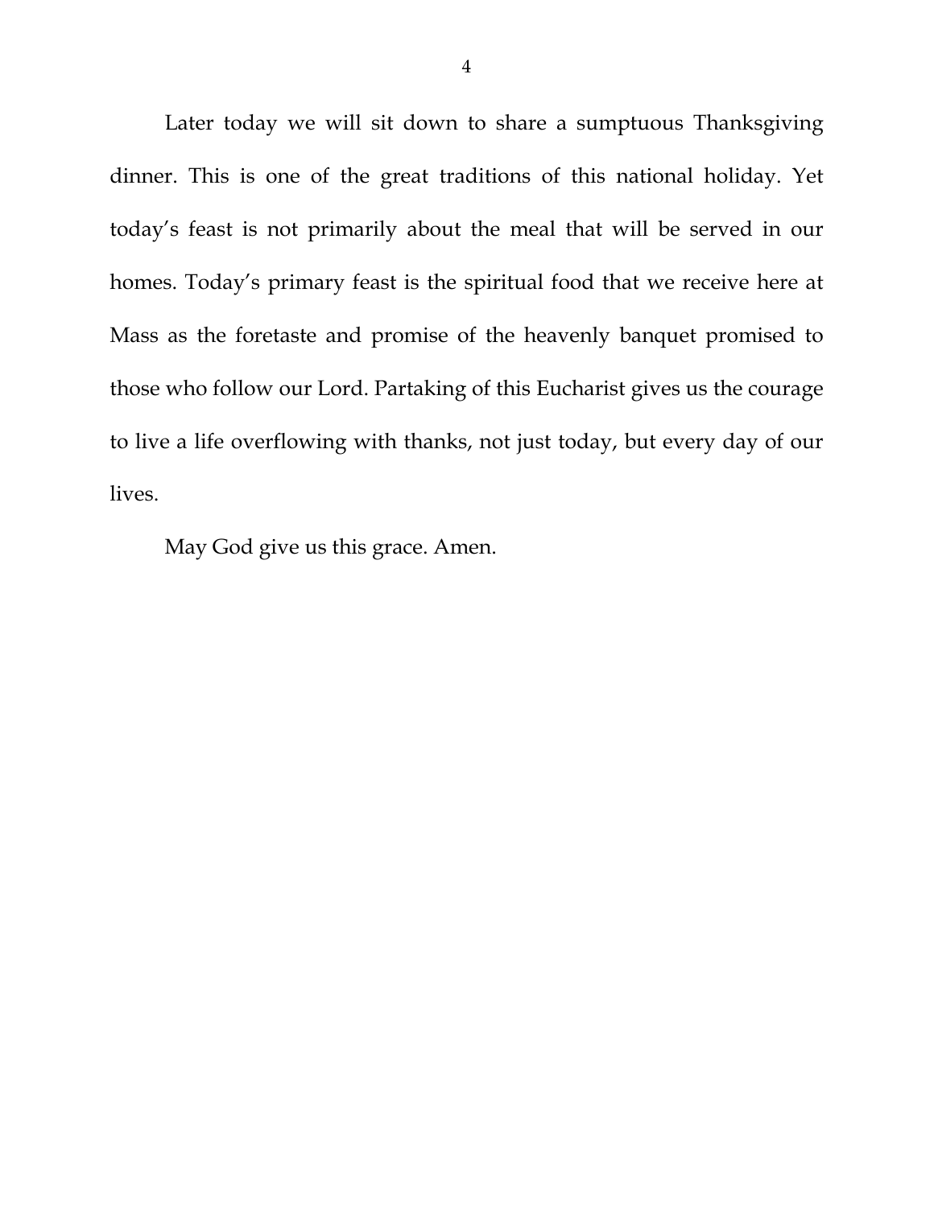Later today we will sit down to share a sumptuous Thanksgiving dinner. This is one of the great traditions of this national holiday. Yet today's feast is not primarily about the meal that will be served in our homes. Today's primary feast is the spiritual food that we receive here at Mass as the foretaste and promise of the heavenly banquet promised to those who follow our Lord. Partaking of this Eucharist gives us the courage to live a life overflowing with thanks, not just today, but every day of our lives.

May God give us this grace. Amen.